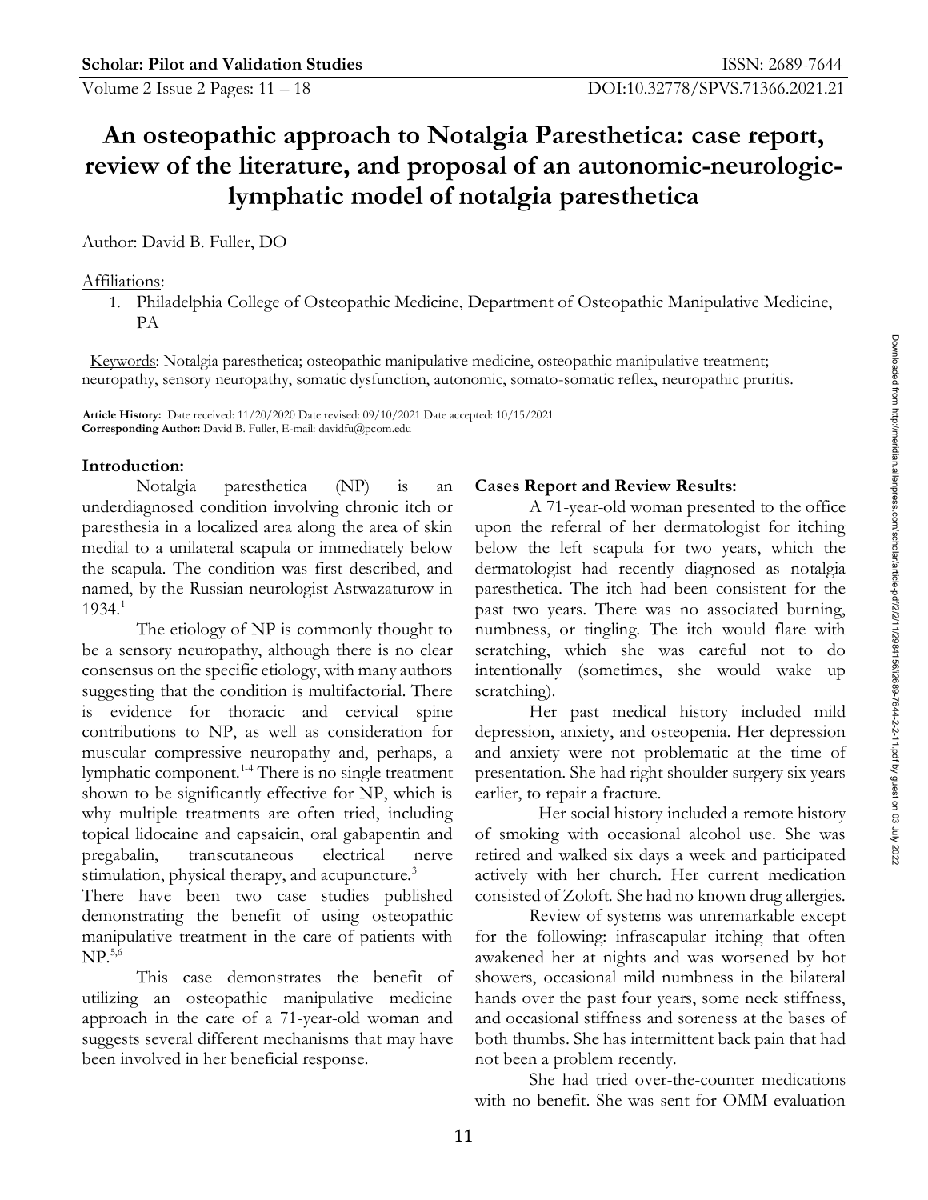# An osteopathic approach to Notalgia Paresthetica: case report, review of the literature, and proposal of an autonomic-neurologic-lymphatic model of notalgia paresthetica

Author: David B. Fuller, DO

Affiliations:

1. Philadelphia College of Osteopathic Medicine, Department of Osteopathic Manipulative Medicine, PA

Keywords: Notalgia paresthetica; osteopathic manipulative medicine, osteopathic manipulative treatment; neuropathy, sensory neuropathy, somatic dysfunction, autonomic, somato-somatic reflex, neuropathic pruritis.

**Article History:** Date received: 11/20/2020 Date revised: 09/10/2021 Date accepted: 10/15/2021
**Corresponding Author:** David B. Fuller, E-mail: davidfu@pcom.edu

## Introduction:

Notalgia paresthetica (NP) is an underdiagnosed condition involving chronic itch or paresthesia in a localized area along the area of skin medial to a unilateral scapula or immediately below the scapula. The condition was first described, and named, by the Russian neurologist Astwazaturow in 1934.[1]

The etiology of NP is commonly thought to be a sensory neuropathy, although there is no clear consensus on the specific etiology, with many authors suggesting that the condition is multifactorial. There is evidence for thoracic and cervical spine contributions to NP, as well as consideration for muscular compressive neuropathy and, perhaps, a lymphatic component.[1-4] There is no single treatment shown to be significantly effective for NP, which is why multiple treatments are often tried, including topical lidocaine and capsaicin, oral gabapentin and pregabalin, transcutaneous electrical nerve stimulation, physical therapy, and acupuncture.[3]
There have been two case studies published demonstrating the benefit of using osteopathic manipulative treatment in the care of patients with NP.[5,6]

This case demonstrates the benefit of utilizing an osteopathic manipulative medicine approach in the care of a 71-year-old woman and suggests several different mechanisms that may have been involved in her beneficial response.

## Cases Report and Review Results:

A 71-year-old woman presented to the office upon the referral of her dermatologist for itching below the left scapula for two years, which the dermatologist had recently diagnosed as notalgia paresthetica. The itch had been consistent for the past two years. There was no associated burning, numbness, or tingling. The itch would flare with scratching, which she was careful not to do intentionally (sometimes, she would wake up scratching).

Her past medical history included mild depression, anxiety, and osteopenia. Her depression and anxiety were not problematic at the time of presentation. She had right shoulder surgery six years earlier, to repair a fracture.

Her social history included a remote history of smoking with occasional alcohol use. She was retired and walked six days a week and participated actively with her church. Her current medication consisted of Zoloft. She had no known drug allergies.

Review of systems was unremarkable except for the following: infrascapular itching that often awakened her at nights and was worsened by hot showers, occasional mild numbness in the bilateral hands over the past four years, some neck stiffness, and occasional stiffness and soreness at the bases of both thumbs. She has intermittent back pain that had not been a problem recently.

She had tried over-the-counter medications with no benefit. She was sent for OMM evaluation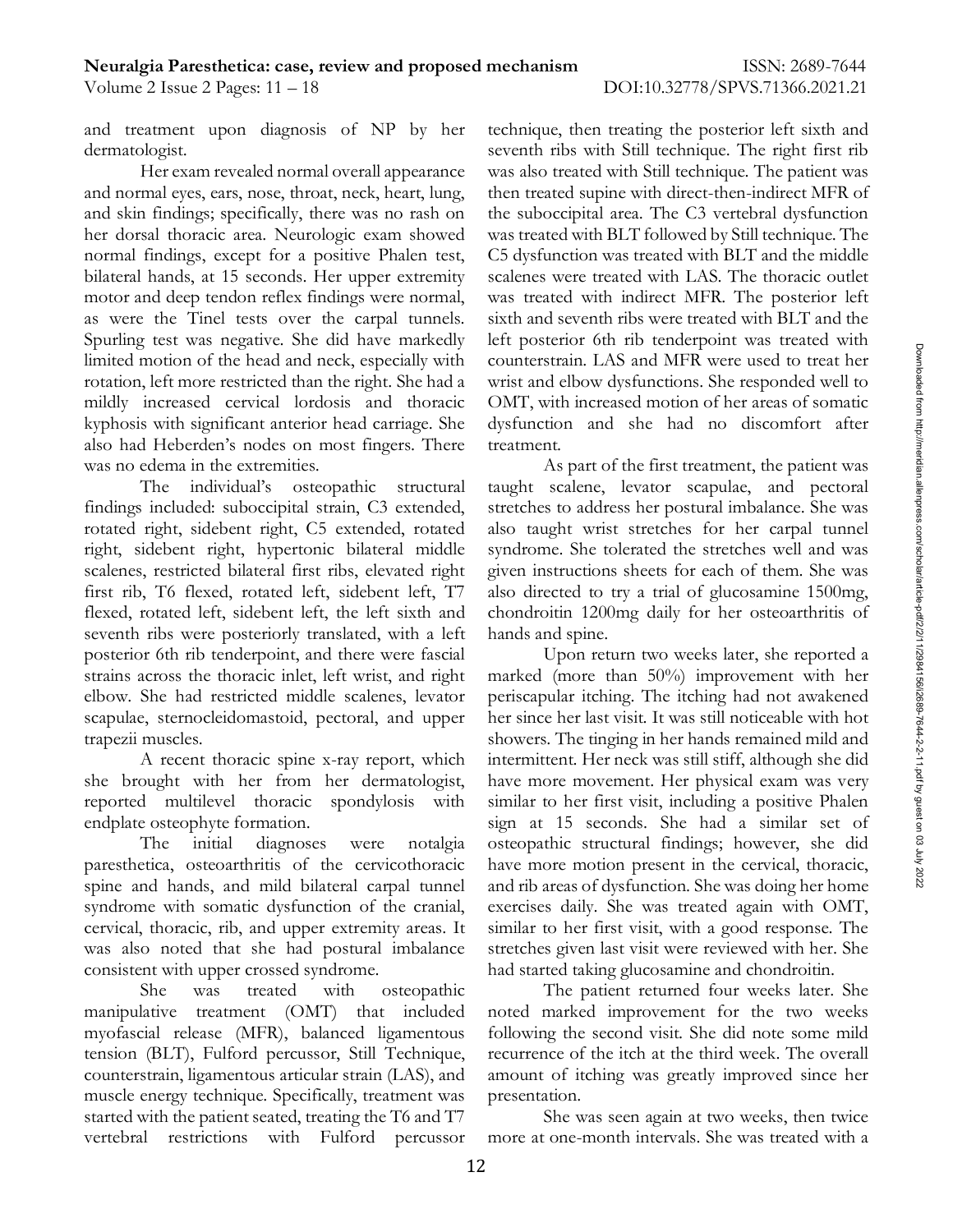and treatment upon diagnosis of NP by her dermatologist.

Her exam revealed normal overall appearance and normal eyes, ears, nose, throat, neck, heart, lung, and skin findings; specifically, there was no rash on her dorsal thoracic area. Neurologic exam showed normal findings, except for a positive Phalen test, bilateral hands, at 15 seconds. Her upper extremity motor and deep tendon reflex findings were normal, as were the Tinel tests over the carpal tunnels. Spurling test was negative. She did have markedly limited motion of the head and neck, especially with rotation, left more restricted than the right. She had a mildly increased cervical lordosis and thoracic kyphosis with significant anterior head carriage. She also had Heberden's nodes on most fingers. There was no edema in the extremities.

The individual's osteopathic structural findings included: suboccipital strain, C3 extended, rotated right, sidebent right, C5 extended, rotated right, sidebent right, hypertonic bilateral middle scalenes, restricted bilateral first ribs, elevated right first rib, T6 flexed, rotated left, sidebent left, T7 flexed, rotated left, sidebent left, the left sixth and seventh ribs were posteriorly translated, with a left posterior 6th rib tenderpoint, and there were fascial strains across the thoracic inlet, left wrist, and right elbow. She had restricted middle scalenes, levator scapulae, sternocleidomastoid, pectoral, and upper trapezii muscles.

A recent thoracic spine x-ray report, which she brought with her from her dermatologist, reported multilevel thoracic spondylosis with endplate osteophyte formation.

The initial diagnoses were notalgia paresthetica, osteoarthritis of the cervicothoracic spine and hands, and mild bilateral carpal tunnel syndrome with somatic dysfunction of the cranial, cervical, thoracic, rib, and upper extremity areas. It was also noted that she had postural imbalance consistent with upper crossed syndrome.

She was treated with osteopathic manipulative treatment (OMT) that included myofascial release (MFR), balanced ligamentous tension (BLT), Fulford percussor, Still Technique, counterstrain, ligamentous articular strain (LAS), and muscle energy technique. Specifically, treatment was started with the patient seated, treating the T6 and T7 vertebral restrictions with Fulford percussor technique, then treating the posterior left sixth and seventh ribs with Still technique. The right first rib was also treated with Still technique. The patient was then treated supine with direct-then-indirect MFR of the suboccipital area. The C3 vertebral dysfunction was treated with BLT followed by Still technique. The C5 dysfunction was treated with BLT and the middle scalenes were treated with LAS. The thoracic outlet was treated with indirect MFR. The posterior left sixth and seventh ribs were treated with BLT and the left posterior 6th rib tenderpoint was treated with counterstrain. LAS and MFR were used to treat her wrist and elbow dysfunctions. She responded well to OMT, with increased motion of her areas of somatic dysfunction and she had no discomfort after treatment.

As part of the first treatment, the patient was taught scalene, levator scapulae, and pectoral stretches to address her postural imbalance. She was also taught wrist stretches for her carpal tunnel syndrome. She tolerated the stretches well and was given instructions sheets for each of them. She was also directed to try a trial of glucosamine 1500mg, chondroitin 1200mg daily for her osteoarthritis of hands and spine.

Upon return two weeks later, she reported a marked (more than 50%) improvement with her periscapular itching. The itching had not awakened her since her last visit. It was still noticeable with hot showers. The tinging in her hands remained mild and intermittent. Her neck was still stiff, although she did have more movement. Her physical exam was very similar to her first visit, including a positive Phalen sign at 15 seconds. She had a similar set of osteopathic structural findings; however, she did have more motion present in the cervical, thoracic, and rib areas of dysfunction. She was doing her home exercises daily. She was treated again with OMT, similar to her first visit, with a good response. The stretches given last visit were reviewed with her. She had started taking glucosamine and chondroitin.

The patient returned four weeks later. She noted marked improvement for the two weeks following the second visit. She did note some mild recurrence of the itch at the third week. The overall amount of itching was greatly improved since her presentation.

She was seen again at two weeks, then twice more at one-month intervals. She was treated with a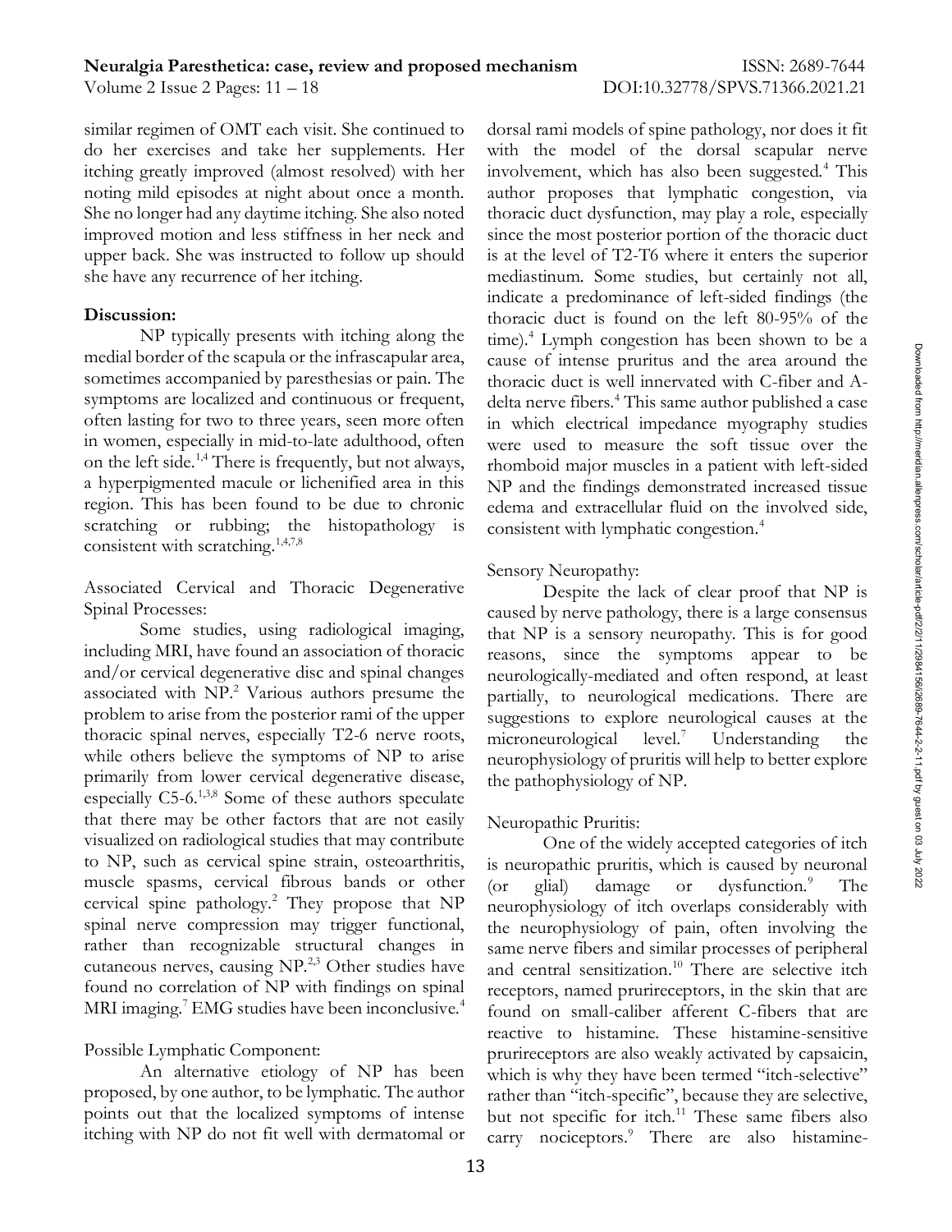similar regimen of OMT each visit. She continued to do her exercises and take her supplements. Her itching greatly improved (almost resolved) with her noting mild episodes at night about once a month. She no longer had any daytime itching. She also noted improved motion and less stiffness in her neck and upper back. She was instructed to follow up should she have any recurrence of her itching.

## Discussion:

NP typically presents with itching along the medial border of the scapula or the infrascapular area, sometimes accompanied by paresthesias or pain. The symptoms are localized and continuous or frequent, often lasting for two to three years, seen more often in women, especially in mid-to-late adulthood, often on the left side.[1,4] There is frequently, but not always, a hyperpigmented macule or lichenified area in this region. This has been found to be due to chronic scratching or rubbing; the histopathology is consistent with scratching.[1,4,7,8]

### Associated Cervical and Thoracic Degenerative Spinal Processes:

Some studies, using radiological imaging, including MRI, have found an association of thoracic and/or cervical degenerative disc and spinal changes associated with NP.[2] Various authors presume the problem to arise from the posterior rami of the upper thoracic spinal nerves, especially T2-6 nerve roots, while others believe the symptoms of NP to arise primarily from lower cervical degenerative disease, especially C5-6.[1,3,8] Some of these authors speculate that there may be other factors that are not easily visualized on radiological studies that may contribute to NP, such as cervical spine strain, osteoarthritis, muscle spasms, cervical fibrous bands or other cervical spine pathology.[2] They propose that NP spinal nerve compression may trigger functional, rather than recognizable structural changes in cutaneous nerves, causing NP.[2,3] Other studies have found no correlation of NP with findings on spinal MRI imaging.[7] EMG studies have been inconclusive.[4]

### Possible Lymphatic Component:

An alternative etiology of NP has been proposed, by one author, to be lymphatic. The author points out that the localized symptoms of intense itching with NP do not fit well with dermatomal or dorsal rami models of spine pathology, nor does it fit with the model of the dorsal scapular nerve involvement, which has also been suggested.[4] This author proposes that lymphatic congestion, via thoracic duct dysfunction, may play a role, especially since the most posterior portion of the thoracic duct is at the level of T2-T6 where it enters the superior mediastinum. Some studies, but certainly not all, indicate a predominance of left-sided findings (the thoracic duct is found on the left 80-95% of the time).[4] Lymph congestion has been shown to be a cause of intense pruritus and the area around the thoracic duct is well innervated with C-fiber and A-delta nerve fibers.[4] This same author published a case in which electrical impedance myography studies were used to measure the soft tissue over the rhomboid major muscles in a patient with left-sided NP and the findings demonstrated increased tissue edema and extracellular fluid on the involved side, consistent with lymphatic congestion.[4]

### Sensory Neuropathy:

Despite the lack of clear proof that NP is caused by nerve pathology, there is a large consensus that NP is a sensory neuropathy. This is for good reasons, since the symptoms appear to be neurologically-mediated and often respond, at least partially, to neurological medications. There are suggestions to explore neurological causes at the microneurological level.[7] Understanding the neurophysiology of pruritis will help to better explore the pathophysiology of NP.

### Neuropathic Pruritis:

One of the widely accepted categories of itch is neuropathic pruritis, which is caused by neuronal (or glial) damage or dysfunction.[9] The neurophysiology of itch overlaps considerably with the neurophysiology of pain, often involving the same nerve fibers and similar processes of peripheral and central sensitization.[10] There are selective itch receptors, named prurireceptors, in the skin that are found on small-caliber afferent C-fibers that are reactive to histamine. These histamine-sensitive prurireceptors are also weakly activated by capsaicin, which is why they have been termed "itch-selective" rather than "itch-specific", because they are selective, but not specific for itch.[11] These same fibers also carry nociceptors.[9] There are also histamine-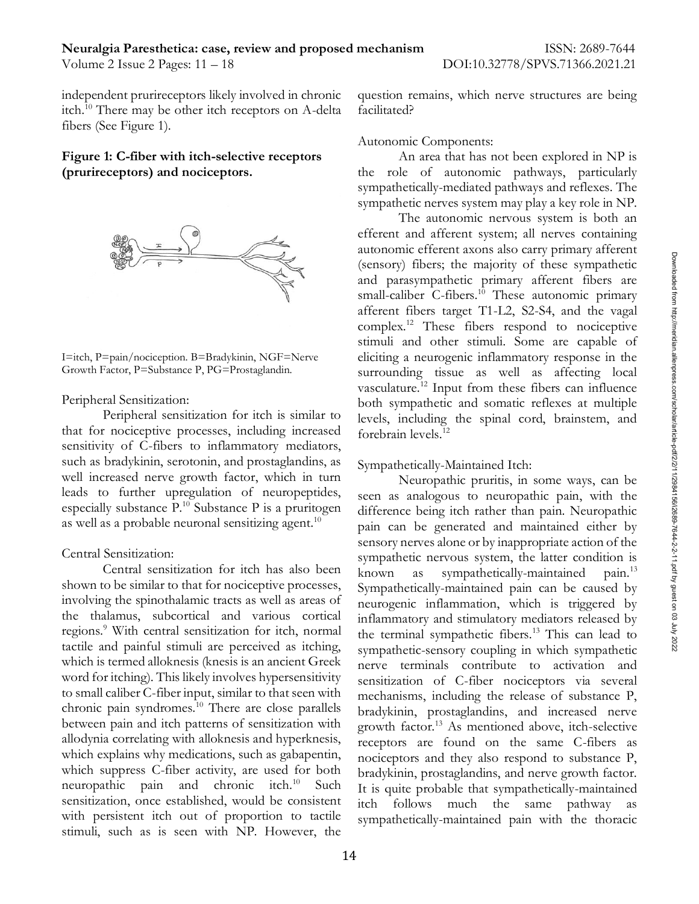independent prurireceptors likely involved in chronic itch.[10] There may be other itch receptors on A-delta fibers (See Figure 1).

**Figure 1: C-fiber with itch-selective receptors (prurireceptors) and nociceptors.**

I=itch, P=pain/nociception. B=Bradykinin, NGF=Nerve Growth Factor, P=Substance P, PG=Prostaglandin.

Peripheral Sensitization:

Peripheral sensitization for itch is similar to that for nociceptive processes, including increased sensitivity of C-fibers to inflammatory mediators, such as bradykinin, serotonin, and prostaglandins, as well increased nerve growth factor, which in turn leads to further upregulation of neuropeptides, especially substance P.[10] Substance P is a pruritogen as well as a probable neuronal sensitizing agent.[10]

Central Sensitization:

Central sensitization for itch has also been shown to be similar to that for nociceptive processes, involving the spinothalamic tracts as well as areas of the thalamus, subcortical and various cortical regions.[9] With central sensitization for itch, normal tactile and painful stimuli are perceived as itching, which is termed alloknesis (knesis is an ancient Greek word for itching). This likely involves hypersensitivity to small caliber C-fiber input, similar to that seen with chronic pain syndromes.[10] There are close parallels between pain and itch patterns of sensitization with allodynia correlating with alloknesis and hyperknesis, which explains why medications, such as gabapentin, which suppress C-fiber activity, are used for both neuropathic pain and chronic itch.[10] Such sensitization, once established, would be consistent with persistent itch out of proportion to tactile stimuli, such as is seen with NP. However, the question remains, which nerve structures are being facilitated?

Autonomic Components:

An area that has not been explored in NP is the role of autonomic pathways, particularly sympathetically-mediated pathways and reflexes. The sympathetic nerves system may play a key role in NP.

The autonomic nervous system is both an efferent and afferent system; all nerves containing autonomic efferent axons also carry primary afferent (sensory) fibers; the majority of these sympathetic and parasympathetic primary afferent fibers are small-caliber C-fibers.[10] These autonomic primary afferent fibers target T1-L2, S2-S4, and the vagal complex.[12] These fibers respond to nociceptive stimuli and other stimuli. Some are capable of eliciting a neurogenic inflammatory response in the surrounding tissue as well as affecting local vasculature.[12] Input from these fibers can influence both sympathetic and somatic reflexes at multiple levels, including the spinal cord, brainstem, and forebrain levels.[12]

Sympathetically-Maintained Itch:

Neuropathic pruritis, in some ways, can be seen as analogous to neuropathic pain, with the difference being itch rather than pain. Neuropathic pain can be generated and maintained either by sensory nerves alone or by inappropriate action of the sympathetic nervous system, the latter condition is known as sympathetically-maintained pain.[13] Sympathetically-maintained pain can be caused by neurogenic inflammation, which is triggered by inflammatory and stimulatory mediators released by the terminal sympathetic fibers.[13] This can lead to sympathetic-sensory coupling in which sympathetic nerve terminals contribute to activation and sensitization of C-fiber nociceptors via several mechanisms, including the release of substance P, bradykinin, prostaglandins, and increased nerve growth factor.[13] As mentioned above, itch-selective receptors are found on the same C-fibers as nociceptors and they also respond to substance P, bradykinin, prostaglandins, and nerve growth factor. It is quite probable that sympathetically-maintained itch follows much the same pathway as sympathetically-maintained pain with the thoracic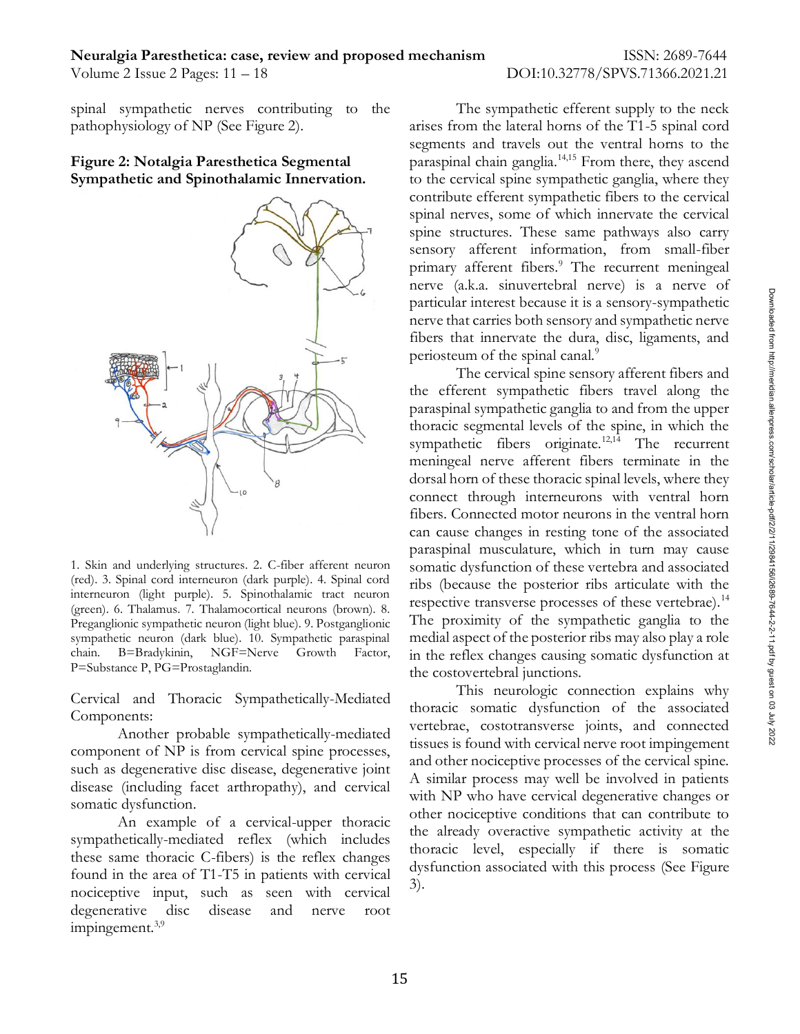spinal sympathetic nerves contributing to the pathophysiology of NP (See Figure 2).

**Figure 2: Notalgia Paresthetica Segmental Sympathetic and Spinothalamic Innervation.**

1. Skin and underlying structures. 2. C-fiber afferent neuron (red). 3. Spinal cord interneuron (dark purple). 4. Spinal cord interneuron (light purple). 5. Spinothalamic tract neuron (green). 6. Thalamus. 7. Thalamocortical neurons (brown). 8. Preganglionic sympathetic neuron (light blue). 9. Postganglionic sympathetic neuron (dark blue). 10. Sympathetic paraspinal chain. B=Bradykinin, NGF=Nerve Growth Factor, P=Substance P, PG=Prostaglandin.

Cervical and Thoracic Sympathetically-Mediated Components:

Another probable sympathetically-mediated component of NP is from cervical spine processes, such as degenerative disc disease, degenerative joint disease (including facet arthropathy), and cervical somatic dysfunction.

An example of a cervical-upper thoracic sympathetically-mediated reflex (which includes these same thoracic C-fibers) is the reflex changes found in the area of T1-T5 in patients with cervical nociceptive input, such as seen with cervical degenerative disc disease and nerve root impingement.[3,9]

The sympathetic efferent supply to the neck arises from the lateral horns of the T1-5 spinal cord segments and travels out the ventral horns to the paraspinal chain ganglia.[14,15] From there, they ascend to the cervical spine sympathetic ganglia, where they contribute efferent sympathetic fibers to the cervical spinal nerves, some of which innervate the cervical spine structures. These same pathways also carry sensory afferent information, from small-fiber primary afferent fibers.[9] The recurrent meningeal nerve (a.k.a. sinuvertebral nerve) is a nerve of particular interest because it is a sensory-sympathetic nerve that carries both sensory and sympathetic nerve fibers that innervate the dura, disc, ligaments, and periosteum of the spinal canal.[9]

The cervical spine sensory afferent fibers and the efferent sympathetic fibers travel along the paraspinal sympathetic ganglia to and from the upper thoracic segmental levels of the spine, in which the sympathetic fibers originate.[12,14] The recurrent meningeal nerve afferent fibers terminate in the dorsal horn of these thoracic spinal levels, where they connect through interneurons with ventral horn fibers. Connected motor neurons in the ventral horn can cause changes in resting tone of the associated paraspinal musculature, which in turn may cause somatic dysfunction of these vertebra and associated ribs (because the posterior ribs articulate with the respective transverse processes of these vertebrae).[14] The proximity of the sympathetic ganglia to the medial aspect of the posterior ribs may also play a role in the reflex changes causing somatic dysfunction at the costovertebral junctions.

This neurologic connection explains why thoracic somatic dysfunction of the associated vertebrae, costotransverse joints, and connected tissues is found with cervical nerve root impingement and other nociceptive processes of the cervical spine. A similar process may well be involved in patients with NP who have cervical degenerative changes or other nociceptive conditions that can contribute to the already overactive sympathetic activity at the thoracic level, especially if there is somatic dysfunction associated with this process (See Figure 3).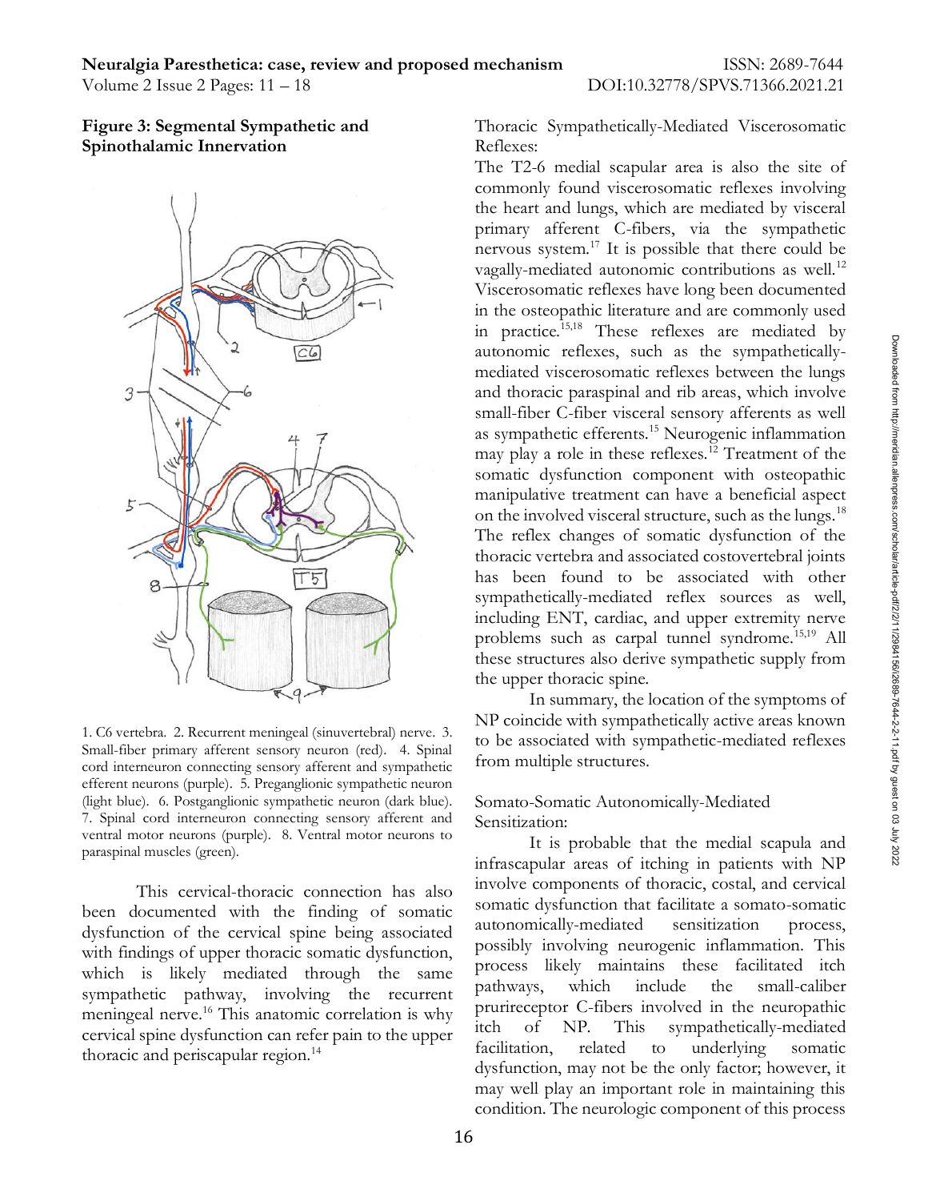**Figure 3: Segmental Sympathetic and Spinothalamic Innervation**

1. C6 vertebra. 2. Recurrent meningeal (sinuvertebral) nerve. 3. Small-fiber primary afferent sensory neuron (red). 4. Spinal cord interneuron connecting sensory afferent and sympathetic efferent neurons (purple). 5. Preganglionic sympathetic neuron (light blue). 6. Postganglionic sympathetic neuron (dark blue). 7. Spinal cord interneuron connecting sensory afferent and ventral motor neurons (purple). 8. Ventral motor neurons to paraspinal muscles (green).

This cervical-thoracic connection has also been documented with the finding of somatic dysfunction of the cervical spine being associated with findings of upper thoracic somatic dysfunction, which is likely mediated through the same sympathetic pathway, involving the recurrent meningeal nerve.[16] This anatomic correlation is why cervical spine dysfunction can refer pain to the upper thoracic and periscapular region.[14]

Thoracic Sympathetically-Mediated Viscerosomatic Reflexes:

The T2-6 medial scapular area is also the site of commonly found viscerosomatic reflexes involving the heart and lungs, which are mediated by visceral primary afferent C-fibers, via the sympathetic nervous system.[17] It is possible that there could be vagally-mediated autonomic contributions as well.[12] Viscerosomatic reflexes have long been documented in the osteopathic literature and are commonly used in practice.[15,18] These reflexes are mediated by autonomic reflexes, such as the sympathetically-mediated viscerosomatic reflexes between the lungs and thoracic paraspinal and rib areas, which involve small-fiber C-fiber visceral sensory afferents as well as sympathetic efferents.[15] Neurogenic inflammation may play a role in these reflexes.[12] Treatment of the somatic dysfunction component with osteopathic manipulative treatment can have a beneficial aspect on the involved visceral structure, such as the lungs.[18] The reflex changes of somatic dysfunction of the thoracic vertebra and associated costovertebral joints has been found to be associated with other sympathetically-mediated reflex sources as well, including ENT, cardiac, and upper extremity nerve problems such as carpal tunnel syndrome.[15,19] All these structures also derive sympathetic supply from the upper thoracic spine.

In summary, the location of the symptoms of NP coincide with sympathetically active areas known to be associated with sympathetic-mediated reflexes from multiple structures.

Somato-Somatic Autonomically-Mediated Sensitization:

It is probable that the medial scapula and infrascapular areas of itching in patients with NP involve components of thoracic, costal, and cervical somatic dysfunction that facilitate a somato-somatic autonomically-mediated sensitization process, possibly involving neurogenic inflammation. This process likely maintains these facilitated itch pathways, which include the small-caliber prurireceptor C-fibers involved in the neuropathic itch of NP. This sympathetically-mediated facilitation, related to underlying somatic dysfunction, may not be the only factor; however, it may well play an important role in maintaining this condition. The neurologic component of this process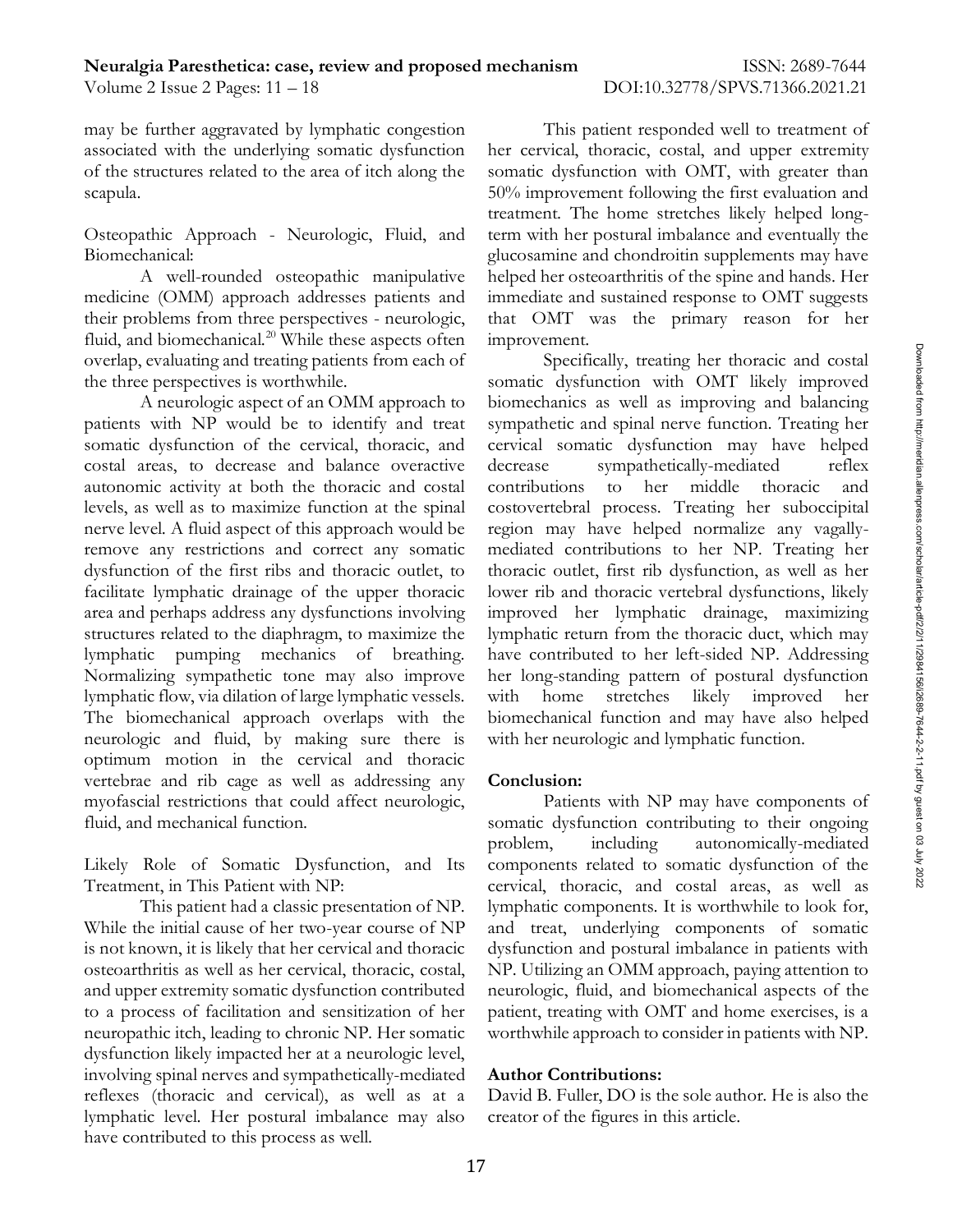may be further aggravated by lymphatic congestion associated with the underlying somatic dysfunction of the structures related to the area of itch along the scapula.

Osteopathic Approach - Neurologic, Fluid, and Biomechanical:

A well-rounded osteopathic manipulative medicine (OMM) approach addresses patients and their problems from three perspectives - neurologic, fluid, and biomechanical.[20] While these aspects often overlap, evaluating and treating patients from each of the three perspectives is worthwhile.

A neurologic aspect of an OMM approach to patients with NP would be to identify and treat somatic dysfunction of the cervical, thoracic, and costal areas, to decrease and balance overactive autonomic activity at both the thoracic and costal levels, as well as to maximize function at the spinal nerve level. A fluid aspect of this approach would be remove any restrictions and correct any somatic dysfunction of the first ribs and thoracic outlet, to facilitate lymphatic drainage of the upper thoracic area and perhaps address any dysfunctions involving structures related to the diaphragm, to maximize the lymphatic pumping mechanics of breathing. Normalizing sympathetic tone may also improve lymphatic flow, via dilation of large lymphatic vessels. The biomechanical approach overlaps with the neurologic and fluid, by making sure there is optimum motion in the cervical and thoracic vertebrae and rib cage as well as addressing any myofascial restrictions that could affect neurologic, fluid, and mechanical function.

Likely Role of Somatic Dysfunction, and Its Treatment, in This Patient with NP:

This patient had a classic presentation of NP. While the initial cause of her two-year course of NP is not known, it is likely that her cervical and thoracic osteoarthritis as well as her cervical, thoracic, costal, and upper extremity somatic dysfunction contributed to a process of facilitation and sensitization of her neuropathic itch, leading to chronic NP. Her somatic dysfunction likely impacted her at a neurologic level, involving spinal nerves and sympathetically-mediated reflexes (thoracic and cervical), as well as at a lymphatic level. Her postural imbalance may also have contributed to this process as well.

This patient responded well to treatment of her cervical, thoracic, costal, and upper extremity somatic dysfunction with OMT, with greater than 50% improvement following the first evaluation and treatment. The home stretches likely helped long-term with her postural imbalance and eventually the glucosamine and chondroitin supplements may have helped her osteoarthritis of the spine and hands. Her immediate and sustained response to OMT suggests that OMT was the primary reason for her improvement.

Specifically, treating her thoracic and costal somatic dysfunction with OMT likely improved biomechanics as well as improving and balancing sympathetic and spinal nerve function. Treating her cervical somatic dysfunction may have helped decrease sympathetically-mediated reflex contributions to her middle thoracic and costovertebral process. Treating her suboccipital region may have helped normalize any vagally-mediated contributions to her NP. Treating her thoracic outlet, first rib dysfunction, as well as her lower rib and thoracic vertebral dysfunctions, likely improved her lymphatic drainage, maximizing lymphatic return from the thoracic duct, which may have contributed to her left-sided NP. Addressing her long-standing pattern of postural dysfunction with home stretches likely improved her biomechanical function and may have also helped with her neurologic and lymphatic function.

**Conclusion:**

Patients with NP may have components of somatic dysfunction contributing to their ongoing problem, including autonomically-mediated components related to somatic dysfunction of the cervical, thoracic, and costal areas, as well as lymphatic components. It is worthwhile to look for, and treat, underlying components of somatic dysfunction and postural imbalance in patients with NP. Utilizing an OMM approach, paying attention to neurologic, fluid, and biomechanical aspects of the patient, treating with OMT and home exercises, is a worthwhile approach to consider in patients with NP.

**Author Contributions:**

David B. Fuller, DO is the sole author. He is also the creator of the figures in this article.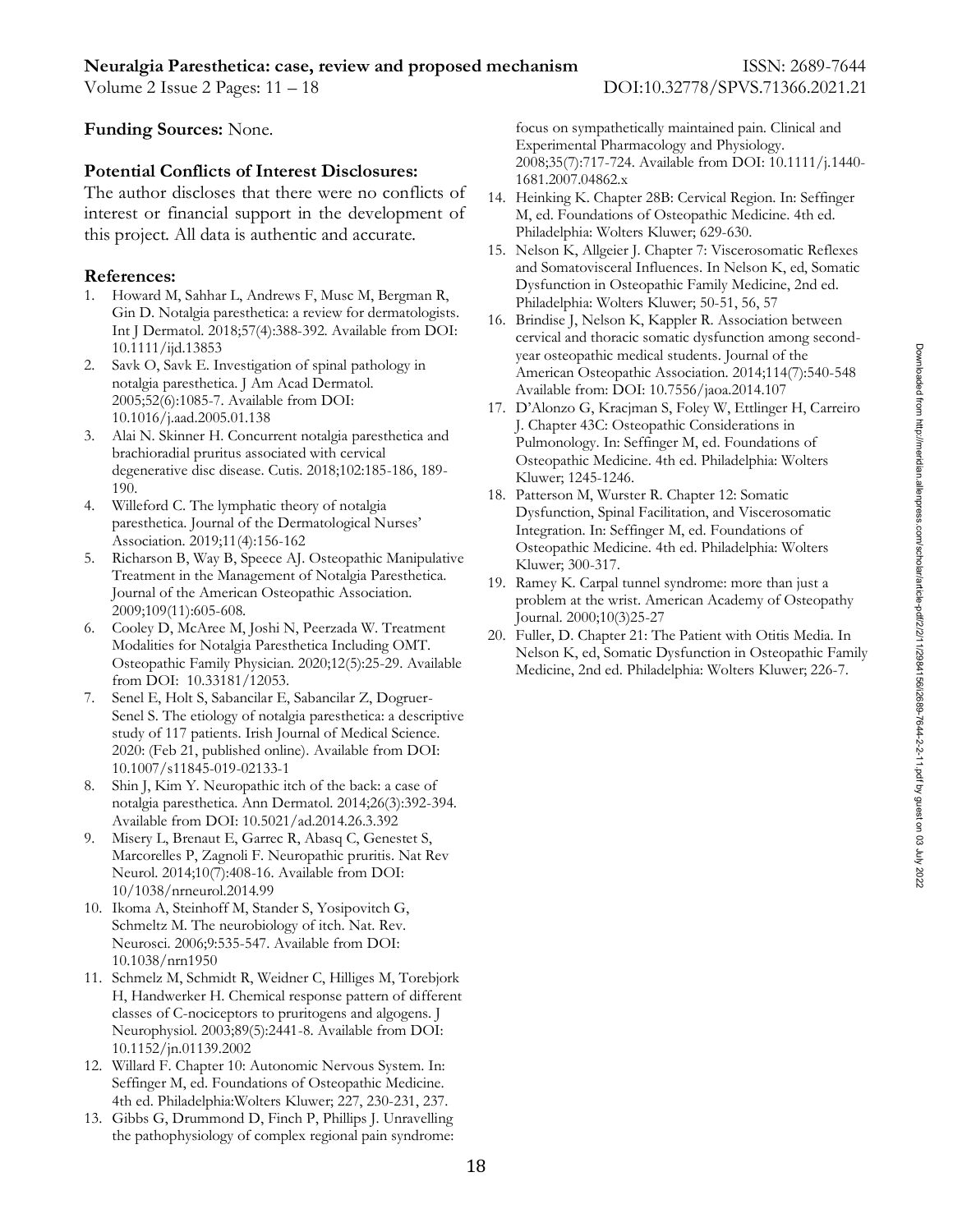**Funding Sources:** None.

**Potential Conflicts of Interest Disclosures:**

The author discloses that there were no conflicts of interest or financial support in the development of this project. All data is authentic and accurate.

**References:**

1. Howard M, Sahhar L, Andrews F, Musc M, Bergman R, Gin D. Notalgia paresthetica: a review for dermatologists. Int J Dermatol. 2018;57(4):388-392. Available from DOI: 10.1111/ijd.13853
2. Savk O, Savk E. Investigation of spinal pathology in notalgia paresthetica. J Am Acad Dermatol. 2005;52(6):1085-7. Available from DOI: 10.1016/j.aad.2005.01.138
3. Alai N. Skinner H. Concurrent notalgia paresthetica and brachioradial pruritus associated with cervical degenerative disc disease. Cutis. 2018;102:185-186, 189-190.
4. Willeford C. The lymphatic theory of notalgia paresthetica. Journal of the Dermatological Nurses' Association. 2019;11(4):156-162
5. Richarson B, Way B, Speece AJ. Osteopathic Manipulative Treatment in the Management of Notalgia Paresthetica. Journal of the American Osteopathic Association. 2009;109(11):605-608.
6. Cooley D, McAree M, Joshi N, Peerzada W. Treatment Modalities for Notalgia Paresthetica Including OMT. Osteopathic Family Physician. 2020;12(5):25-29. Available from DOI: 10.33181/12053.
7. Senel E, Holt S, Sabancilar E, Sabancilar Z, Dogruer-Senel S. The etiology of notalgia paresthetica: a descriptive study of 117 patients. Irish Journal of Medical Science. 2020: (Feb 21, published online). Available from DOI: 10.1007/s11845-019-02133-1
8. Shin J, Kim Y. Neuropathic itch of the back: a case of notalgia paresthetica. Ann Dermatol. 2014;26(3):392-394. Available from DOI: 10.5021/ad.2014.26.3.392
9. Misery L, Brenaut E, Garrec R, Abasq C, Genestet S, Marcorelles P, Zagnoli F. Neuropathic pruritis. Nat Rev Neurol. 2014;10(7):408-16. Available from DOI: 10/1038/nrneurol.2014.99
10. Ikoma A, Steinhoff M, Stander S, Yosipovitch G, Schmeltz M. The neurobiology of itch. Nat. Rev. Neurosci. 2006;9:535-547. Available from DOI: 10.1038/nrn1950
11. Schmelz M, Schmidt R, Weidner C, Hilliges M, Torebjork H, Handwerker H. Chemical response pattern of different classes of C-nociceptors to pruritogens and algogens. J Neurophysiol. 2003;89(5):2441-8. Available from DOI: 10.1152/jn.01139.2002
12. Willard F. Chapter 10: Autonomic Nervous System. In: Seffinger M, ed. Foundations of Osteopathic Medicine. 4th ed. Philadelphia:Wolters Kluwer; 227, 230-231, 237.
13. Gibbs G, Drummond D, Finch P, Phillips J. Unravelling the pathophysiology of complex regional pain syndrome: focus on sympathetically maintained pain. Clinical and Experimental Pharmacology and Physiology. 2008;35(7):717-724. Available from DOI: 10.1111/j.1440-1681.2007.04862.x
14. Heinking K. Chapter 28B: Cervical Region. In: Seffinger M, ed. Foundations of Osteopathic Medicine. 4th ed. Philadelphia: Wolters Kluwer; 629-630.
15. Nelson K, Allgeier J. Chapter 7: Viscerosomatic Reflexes and Somatovisceral Influences. In Nelson K, ed, Somatic Dysfunction in Osteopathic Family Medicine, 2nd ed. Philadelphia: Wolters Kluwer; 50-51, 56, 57
16. Brindise J, Nelson K, Kappler R. Association between cervical and thoracic somatic dysfunction among second-year osteopathic medical students. Journal of the American Osteopathic Association. 2014;114(7):540-548 Available from: DOI: 10.7556/jaoa.2014.107
17. D'Alonzo G, Kracjman S, Foley W, Ettlinger H, Carreiro J. Chapter 43C: Osteopathic Considerations in Pulmonology. In: Seffinger M, ed. Foundations of Osteopathic Medicine. 4th ed. Philadelphia: Wolters Kluwer; 1245-1246.
18. Patterson M, Wurster R. Chapter 12: Somatic Dysfunction, Spinal Facilitation, and Viscerosomatic Integration. In: Seffinger M, ed. Foundations of Osteopathic Medicine. 4th ed. Philadelphia: Wolters Kluwer; 300-317.
19. Ramey K. Carpal tunnel syndrome: more than just a problem at the wrist. American Academy of Osteopathy Journal. 2000;10(3)25-27
20. Fuller, D. Chapter 21: The Patient with Otitis Media. In Nelson K, ed, Somatic Dysfunction in Osteopathic Family Medicine, 2nd ed. Philadelphia: Wolters Kluwer; 226-7.